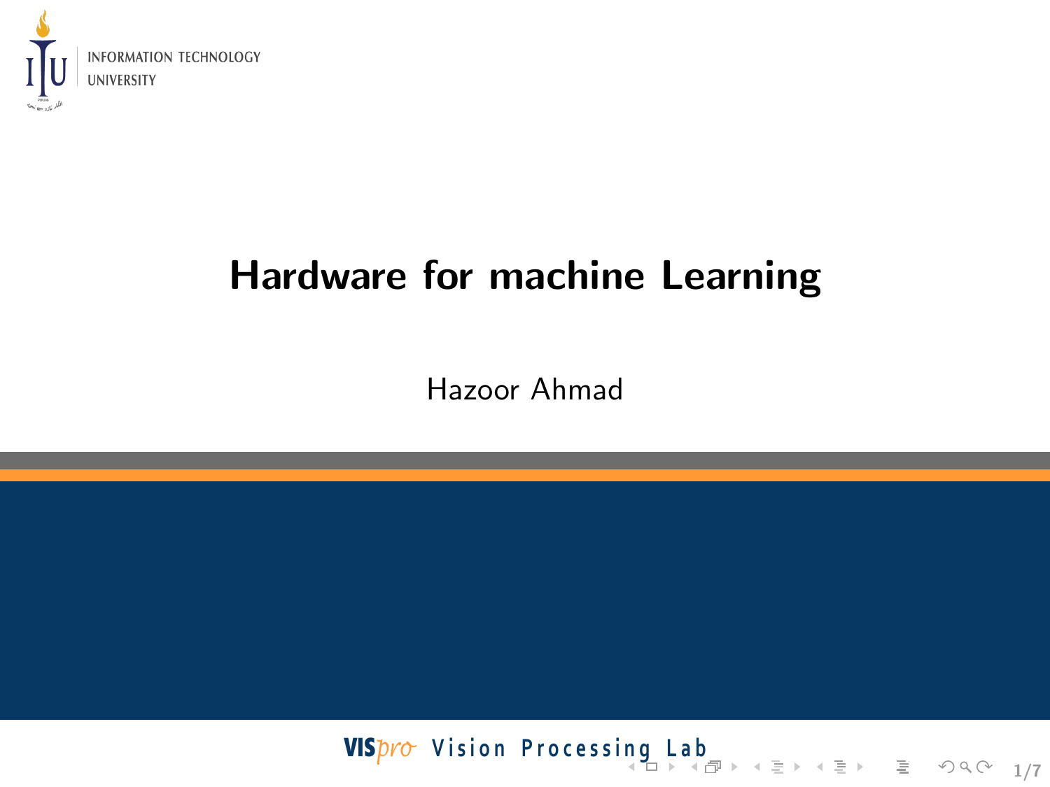INFORMATION TECHNOLOGY UNIVERSITY

# Hardware for machine Learning

Hazoor Ahmad

VISpro Vision Processing Lab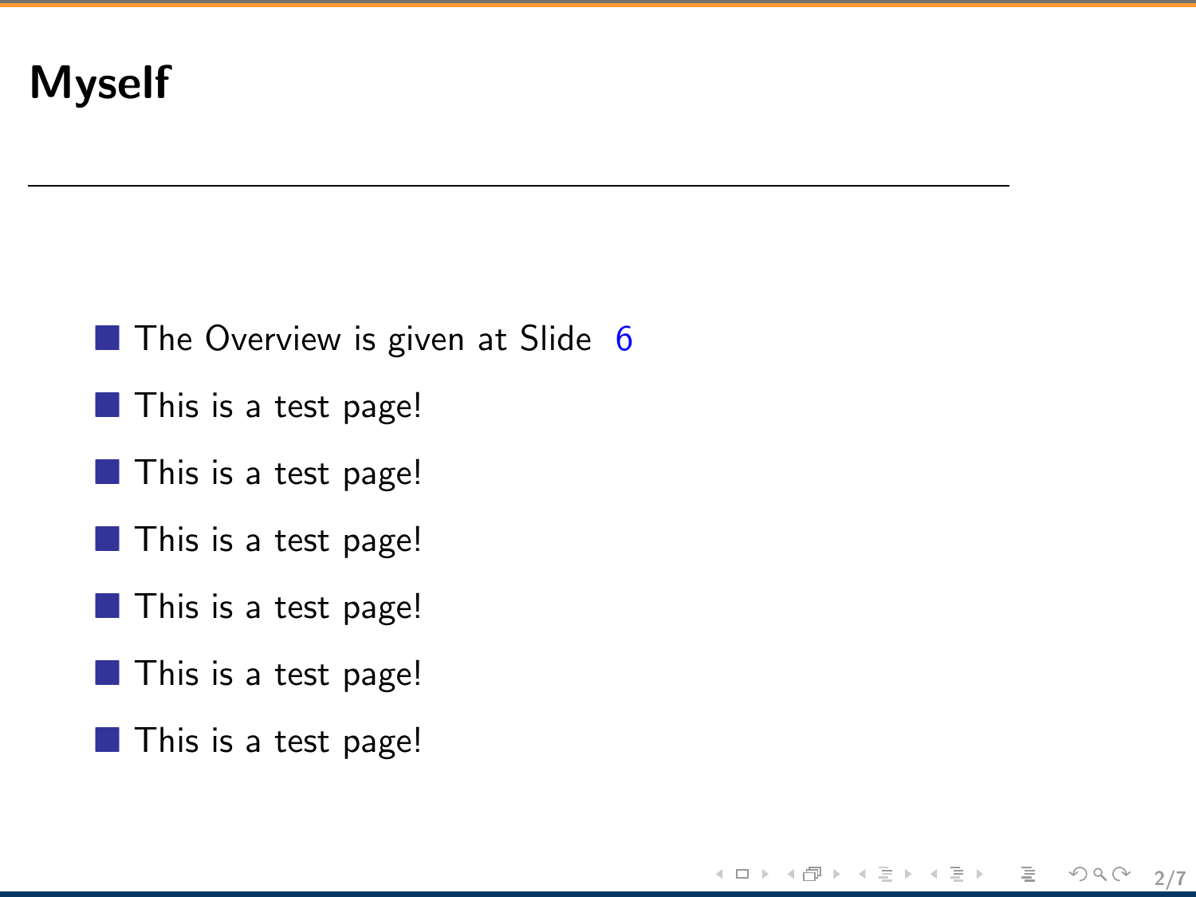# Myself

---

- The Overview is given at Slide 6
- This is a test page!
- This is a test page!
- This is a test page!
- This is a test page!
- This is a test page!
- This is a test page!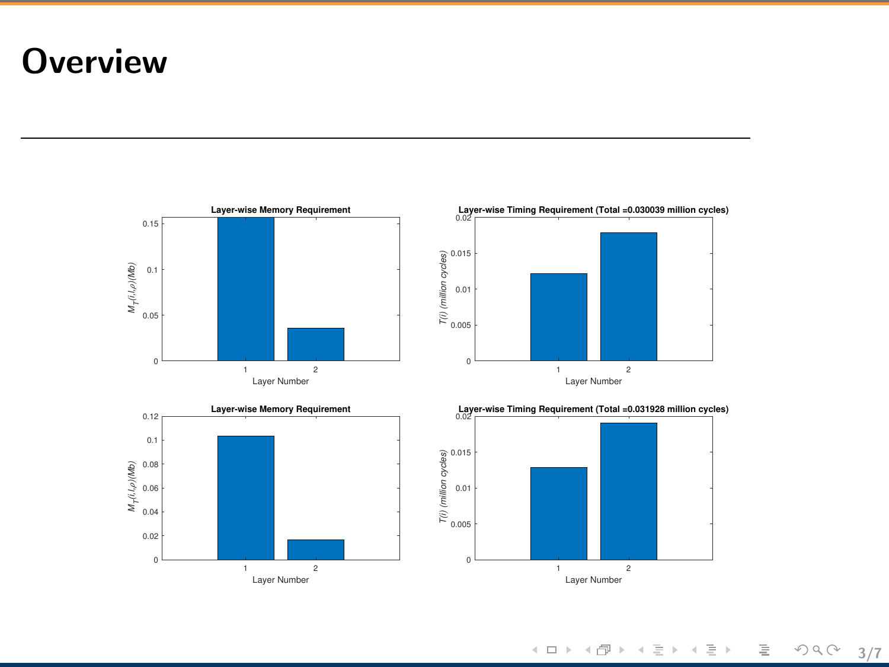# Overview

**Layer-wise Memory Requirement**

**Layer-wise Timing Requirement (Total =0.030039 million cycles)**

**Layer-wise Memory Requirement**

**Layer-wise Timing Requirement (Total =0.031928 million cycles)**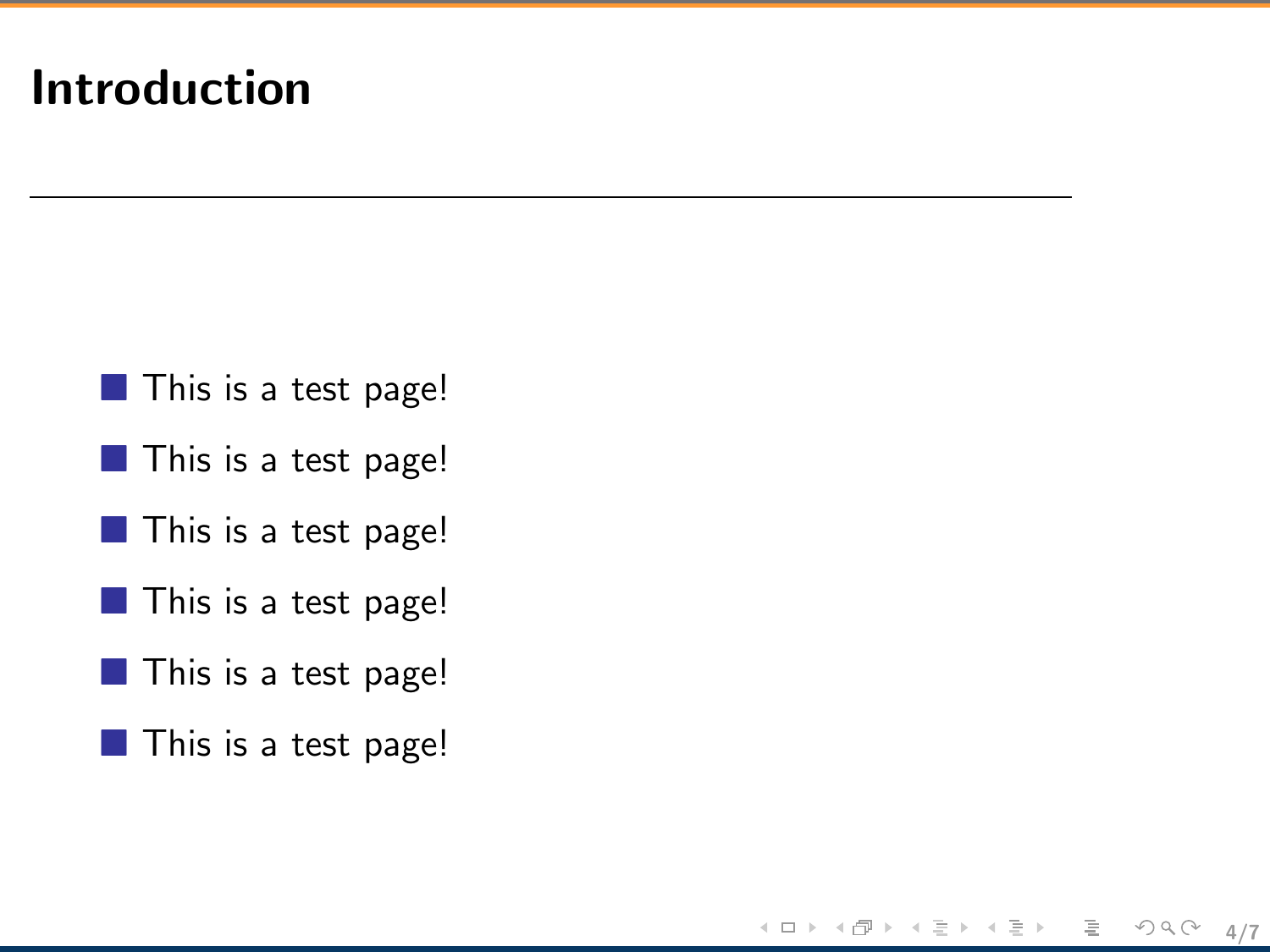# Introduction

---

- This is a test page!
- This is a test page!
- This is a test page!
- This is a test page!
- This is a test page!
- This is a test page!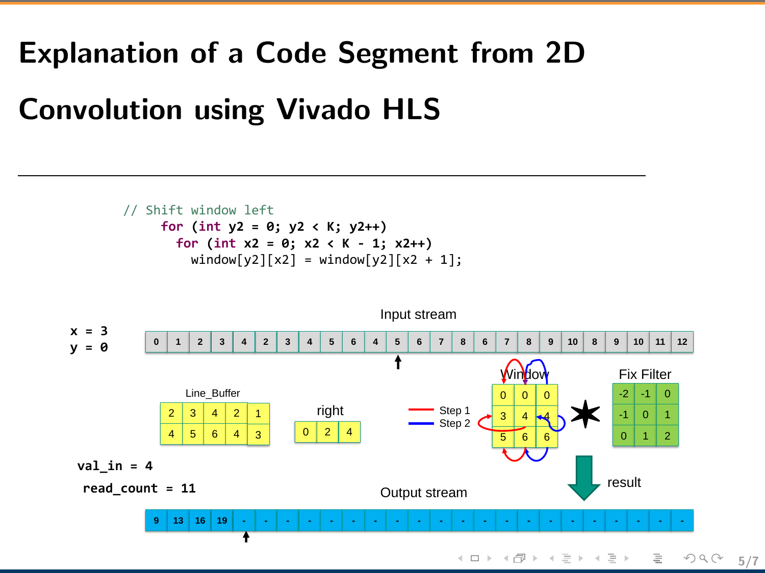# Explanation of a Code Segment from 2D Convolution using Vivado HLS

```
// Shift window left
    for (int y2 = 0; y2 < K; y2++)
      for (int x2 = 0; x2 < K - 1; x2++)
        window[y2][x2] = window[y2][x2 + 1];
```

x = 3
y = 0

Input stream

| 0 | 1 | 2 | 3 | 4 | 2 | 3 | 4 | 5 | 6 | 4 | 5 | 6 | 7 | 8 | 6 | 7 | 8 | 9 | 10 | 8 | 9 | 10 | 11 | 12 |
|---|---|---|---|---|---|---|---|---|---|---|---|---|---|---|---|---|---|---|---|---|---|---|---|---|

Line_Buffer

| 2 | 3 | 4 | 2 | 1 |
|---|---|---|---|---|
| 4 | 5 | 6 | 4 | 3 |

right

| 0 | 2 | 4 |
|---|---|---|

Step 1
Step 2

Window

| 0 | 0 | 0 |
|---|---|---|
| 3 | 4 | 4 |
| 5 | 6 | 6 |

Fix Filter

| -2 | -1 | 0 |
|---|---|---|
| -1 | 0 | 1 |
| 0 | 1 | 2 |

val_in = 4

read_count = 11

result

Output stream

| 9 | 13 | 16 | 19 | - | - | - | - | - | - | - | - | - | - | - | - | - | - | - | - | - | - | - | - | - |
|---|---|---|---|---|---|---|---|---|---|---|---|---|---|---|---|---|---|---|---|---|---|---|---|---|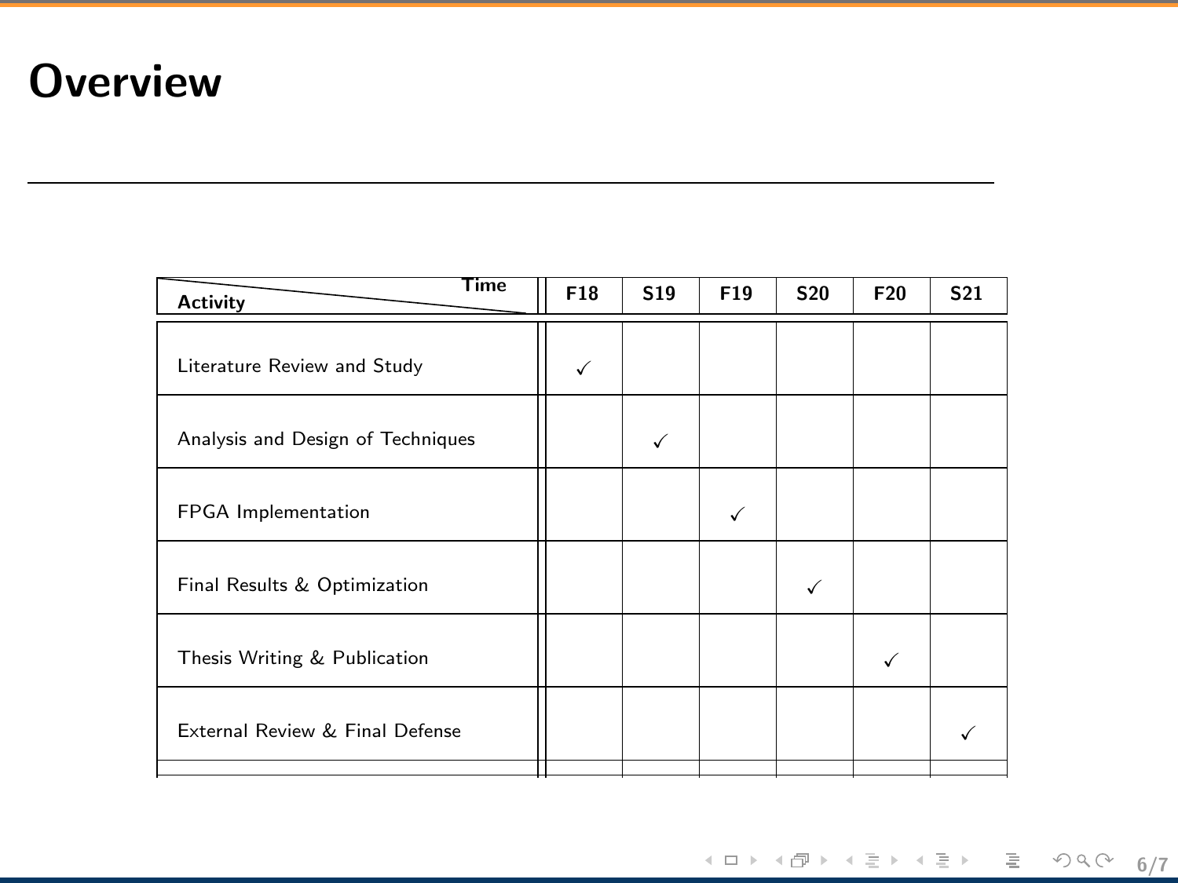# Overview

| Activity / Time | F18 | S19 | F19 | S20 | F20 | S21 |
|---|---|---|---|---|---|---|
| Literature Review and Study | ✓ | | | | | |
| Analysis and Design of Techniques | | ✓ | | | | |
| FPGA Implementation | | | ✓ | | | |
| Final Results & Optimization | | | | ✓ | | |
| Thesis Writing & Publication | | | | | ✓ | |
| External Review & Final Defense | | | | | | ✓ |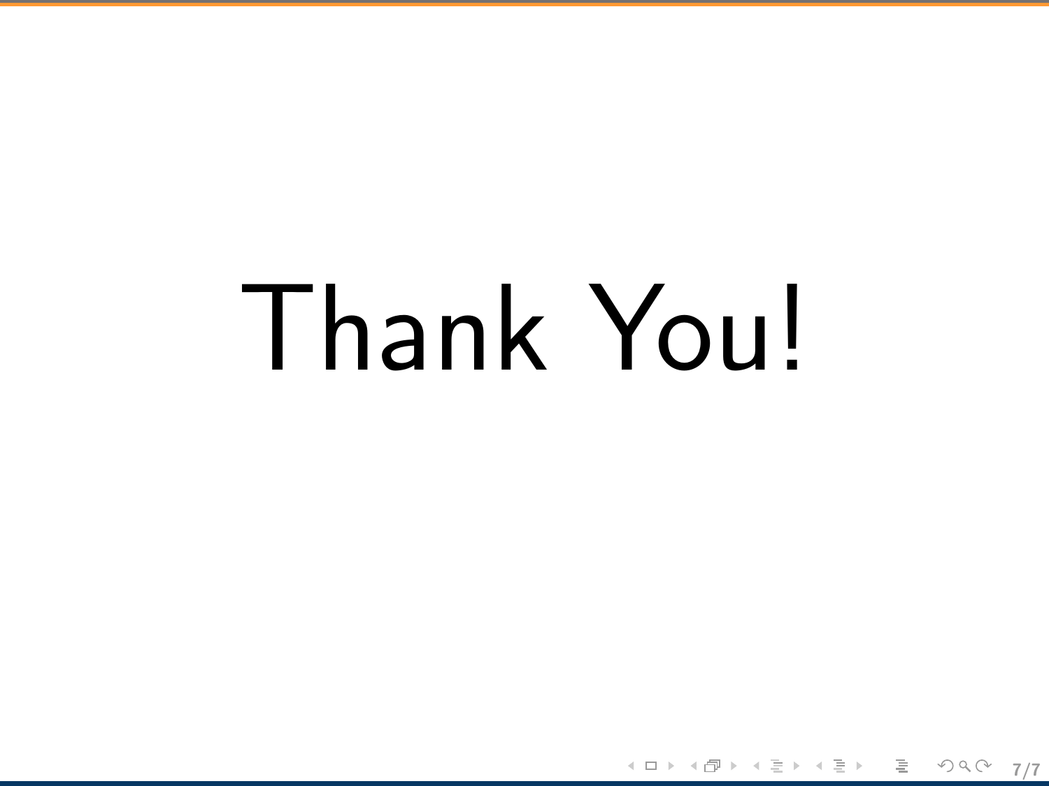# Thank You!